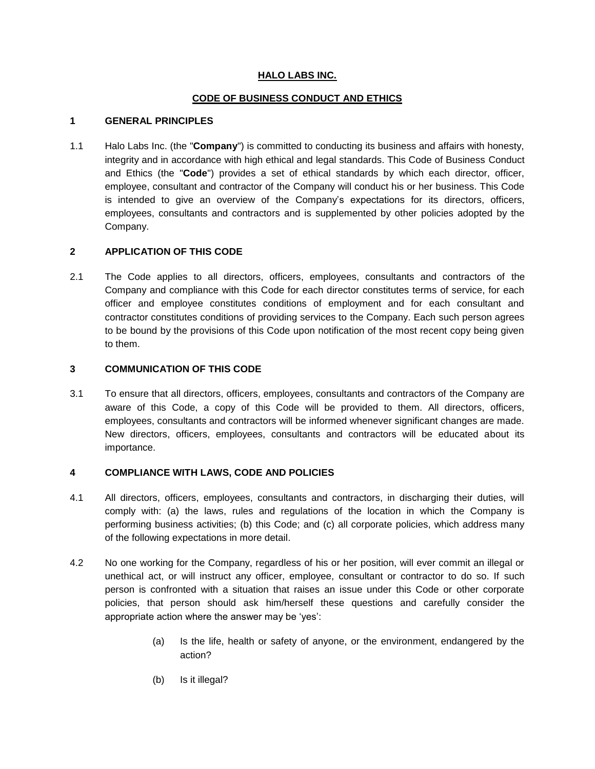# HALO LABS INC.

## CODE OF BUSINESS CONDUCT AND ETHICS

### 1 GENERAL PRINCIPLES

1.1 Halo Labs Inc. (the "**Company**") is committed to conducting its business and affairs with honesty, integrity and in accordance with high ethical and legal standards. This Code of Business Conduct and Ethics (the "**Code**") provides a set of ethical standards by which each director, officer, employee, consultant and contractor of the Company will conduct his or her business. This Code is intended to give an overview of the Company's expectations for its directors, officers, employees, consultants and contractors and is supplemented by other policies adopted by the Company.

### 2 APPLICATION OF THIS CODE

2.1 The Code applies to all directors, officers, employees, consultants and contractors of the Company and compliance with this Code for each director constitutes terms of service, for each officer and employee constitutes conditions of employment and for each consultant and contractor constitutes conditions of providing services to the Company. Each such person agrees to be bound by the provisions of this Code upon notification of the most recent copy being given to them.

### 3 COMMUNICATION OF THIS CODE

3.1 To ensure that all directors, officers, employees, consultants and contractors of the Company are aware of this Code, a copy of this Code will be provided to them. All directors, officers, employees, consultants and contractors will be informed whenever significant changes are made. New directors, officers, employees, consultants and contractors will be educated about its importance.

### 4 COMPLIANCE WITH LAWS, CODE AND POLICIES

4.1 All directors, officers, employees, consultants and contractors, in discharging their duties, will comply with: (a) the laws, rules and regulations of the location in which the Company is performing business activities; (b) this Code; and (c) all corporate policies, which address many of the following expectations in more detail.

4.2 No one working for the Company, regardless of his or her position, will ever commit an illegal or unethical act, or will instruct any officer, employee, consultant or contractor to do so. If such person is confronted with a situation that raises an issue under this Code or other corporate policies, that person should ask him/herself these questions and carefully consider the appropriate action where the answer may be 'yes':

(a) Is the life, health or safety of anyone, or the environment, endangered by the action?

(b) Is it illegal?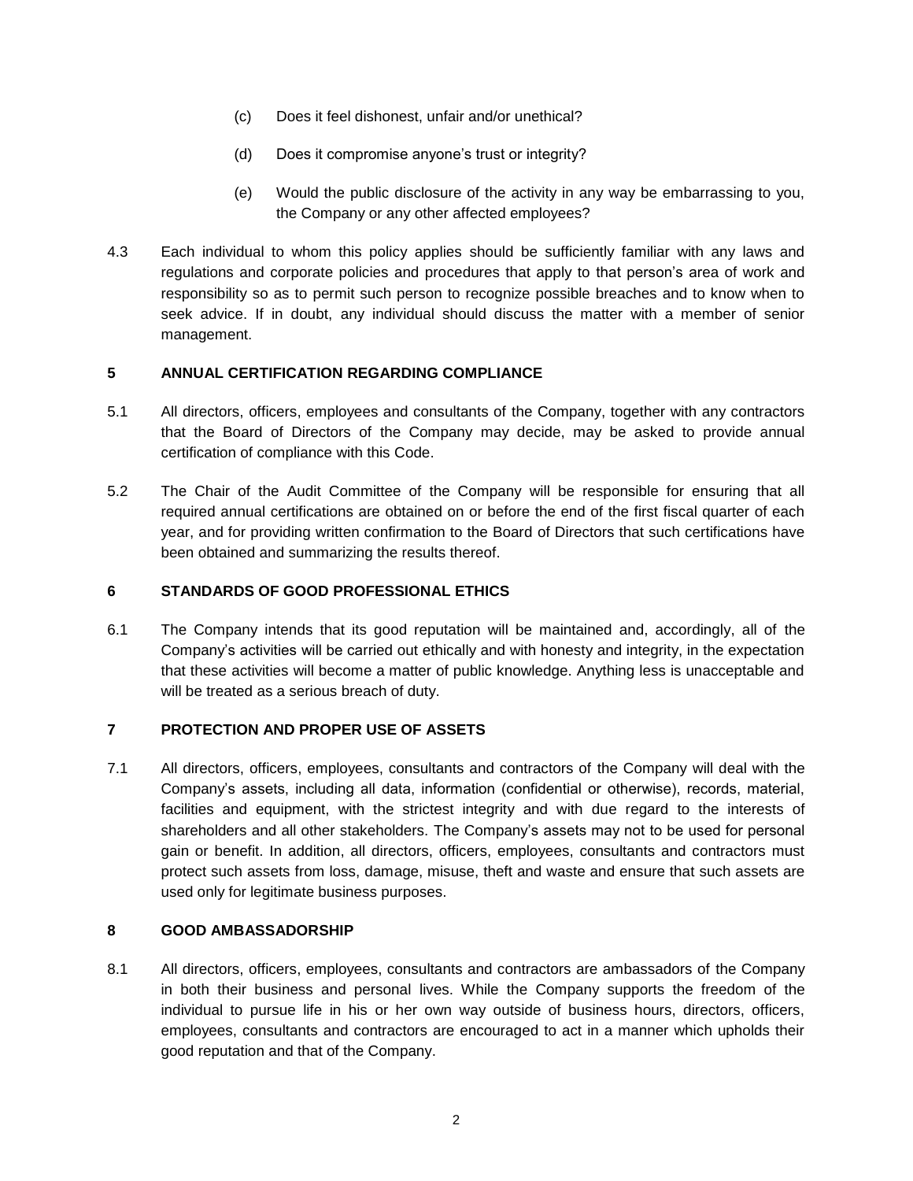(c) Does it feel dishonest, unfair and/or unethical?

(d) Does it compromise anyone's trust or integrity?

(e) Would the public disclosure of the activity in any way be embarrassing to you, the Company or any other affected employees?

4.3 Each individual to whom this policy applies should be sufficiently familiar with any laws and regulations and corporate policies and procedures that apply to that person's area of work and responsibility so as to permit such person to recognize possible breaches and to know when to seek advice. If in doubt, any individual should discuss the matter with a member of senior management.

## 5 ANNUAL CERTIFICATION REGARDING COMPLIANCE

5.1 All directors, officers, employees and consultants of the Company, together with any contractors that the Board of Directors of the Company may decide, may be asked to provide annual certification of compliance with this Code.

5.2 The Chair of the Audit Committee of the Company will be responsible for ensuring that all required annual certifications are obtained on or before the end of the first fiscal quarter of each year, and for providing written confirmation to the Board of Directors that such certifications have been obtained and summarizing the results thereof.

## 6 STANDARDS OF GOOD PROFESSIONAL ETHICS

6.1 The Company intends that its good reputation will be maintained and, accordingly, all of the Company's activities will be carried out ethically and with honesty and integrity, in the expectation that these activities will become a matter of public knowledge. Anything less is unacceptable and will be treated as a serious breach of duty.

## 7 PROTECTION AND PROPER USE OF ASSETS

7.1 All directors, officers, employees, consultants and contractors of the Company will deal with the Company's assets, including all data, information (confidential or otherwise), records, material, facilities and equipment, with the strictest integrity and with due regard to the interests of shareholders and all other stakeholders. The Company's assets may not to be used for personal gain or benefit. In addition, all directors, officers, employees, consultants and contractors must protect such assets from loss, damage, misuse, theft and waste and ensure that such assets are used only for legitimate business purposes.

## 8 GOOD AMBASSADORSHIP

8.1 All directors, officers, employees, consultants and contractors are ambassadors of the Company in both their business and personal lives. While the Company supports the freedom of the individual to pursue life in his or her own way outside of business hours, directors, officers, employees, consultants and contractors are encouraged to act in a manner which upholds their good reputation and that of the Company.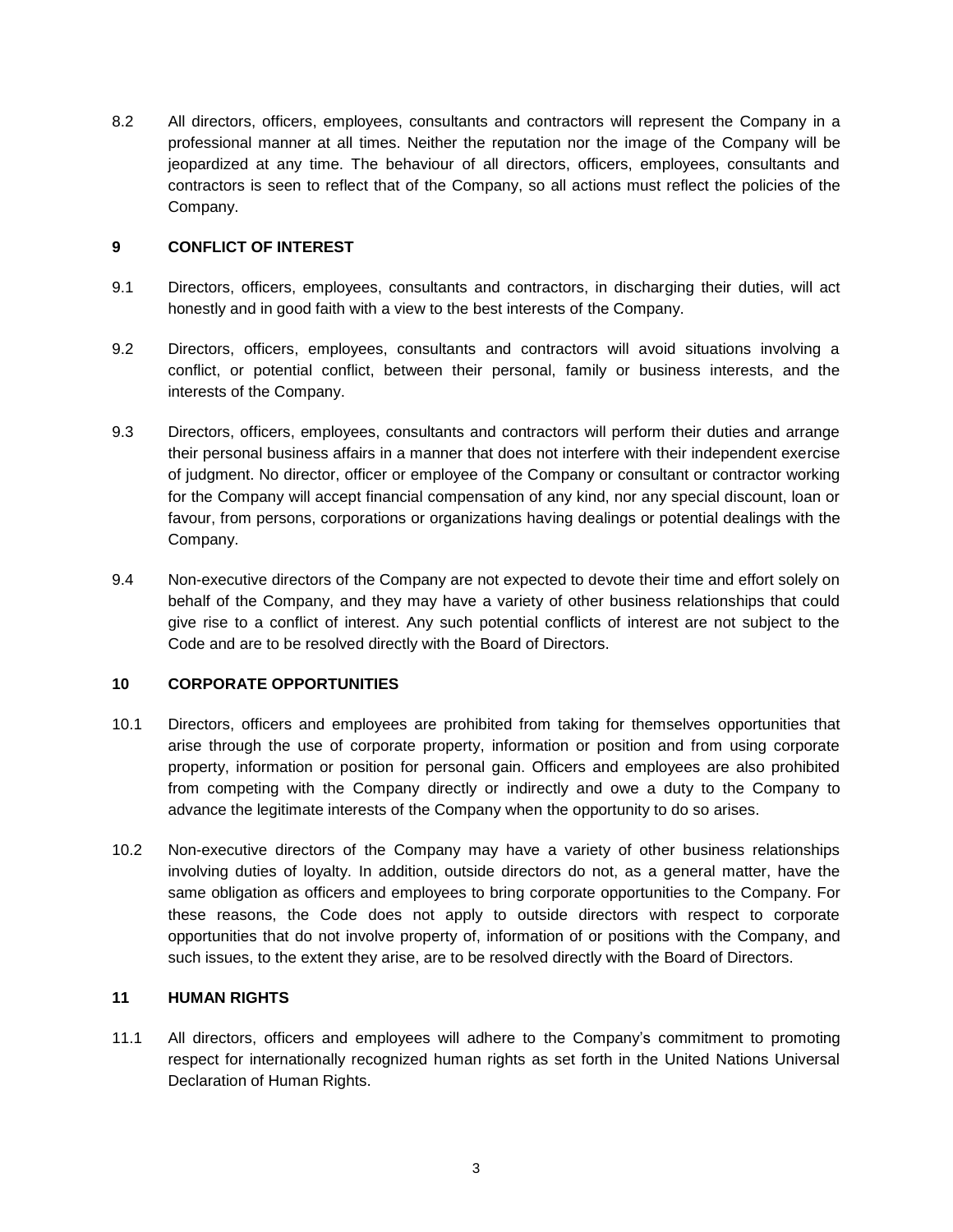8.2 All directors, officers, employees, consultants and contractors will represent the Company in a professional manner at all times. Neither the reputation nor the image of the Company will be jeopardized at any time. The behaviour of all directors, officers, employees, consultants and contractors is seen to reflect that of the Company, so all actions must reflect the policies of the Company.

## 9 CONFLICT OF INTEREST

9.1 Directors, officers, employees, consultants and contractors, in discharging their duties, will act honestly and in good faith with a view to the best interests of the Company.

9.2 Directors, officers, employees, consultants and contractors will avoid situations involving a conflict, or potential conflict, between their personal, family or business interests, and the interests of the Company.

9.3 Directors, officers, employees, consultants and contractors will perform their duties and arrange their personal business affairs in a manner that does not interfere with their independent exercise of judgment. No director, officer or employee of the Company or consultant or contractor working for the Company will accept financial compensation of any kind, nor any special discount, loan or favour, from persons, corporations or organizations having dealings or potential dealings with the Company.

9.4 Non-executive directors of the Company are not expected to devote their time and effort solely on behalf of the Company, and they may have a variety of other business relationships that could give rise to a conflict of interest. Any such potential conflicts of interest are not subject to the Code and are to be resolved directly with the Board of Directors.

## 10 CORPORATE OPPORTUNITIES

10.1 Directors, officers and employees are prohibited from taking for themselves opportunities that arise through the use of corporate property, information or position and from using corporate property, information or position for personal gain. Officers and employees are also prohibited from competing with the Company directly or indirectly and owe a duty to the Company to advance the legitimate interests of the Company when the opportunity to do so arises.

10.2 Non-executive directors of the Company may have a variety of other business relationships involving duties of loyalty. In addition, outside directors do not, as a general matter, have the same obligation as officers and employees to bring corporate opportunities to the Company. For these reasons, the Code does not apply to outside directors with respect to corporate opportunities that do not involve property of, information of or positions with the Company, and such issues, to the extent they arise, are to be resolved directly with the Board of Directors.

## 11 HUMAN RIGHTS

11.1 All directors, officers and employees will adhere to the Company's commitment to promoting respect for internationally recognized human rights as set forth in the United Nations Universal Declaration of Human Rights.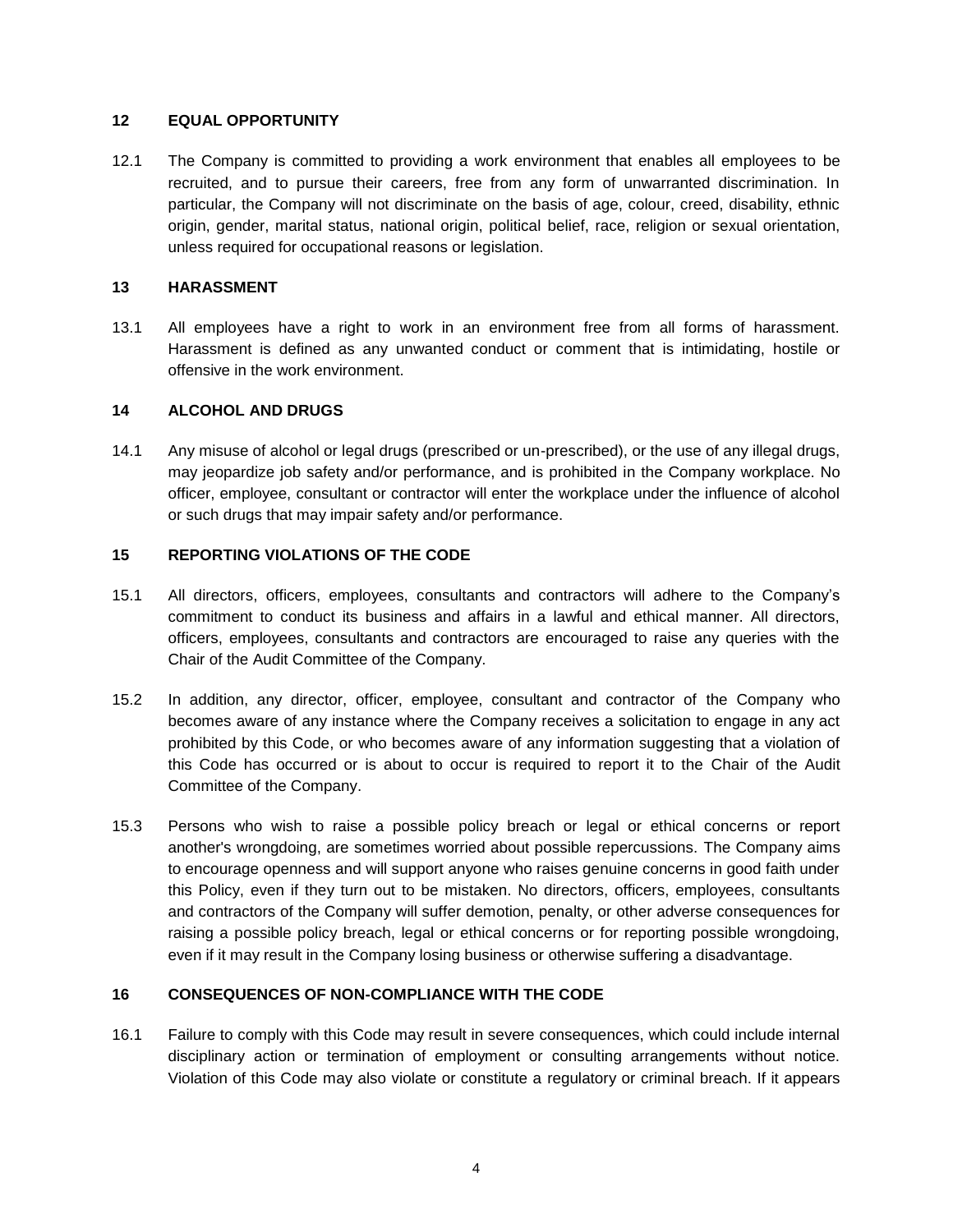## 12 EQUAL OPPORTUNITY

12.1 The Company is committed to providing a work environment that enables all employees to be recruited, and to pursue their careers, free from any form of unwarranted discrimination. In particular, the Company will not discriminate on the basis of age, colour, creed, disability, ethnic origin, gender, marital status, national origin, political belief, race, religion or sexual orientation, unless required for occupational reasons or legislation.

## 13 HARASSMENT

13.1 All employees have a right to work in an environment free from all forms of harassment. Harassment is defined as any unwanted conduct or comment that is intimidating, hostile or offensive in the work environment.

## 14 ALCOHOL AND DRUGS

14.1 Any misuse of alcohol or legal drugs (prescribed or un-prescribed), or the use of any illegal drugs, may jeopardize job safety and/or performance, and is prohibited in the Company workplace. No officer, employee, consultant or contractor will enter the workplace under the influence of alcohol or such drugs that may impair safety and/or performance.

## 15 REPORTING VIOLATIONS OF THE CODE

15.1 All directors, officers, employees, consultants and contractors will adhere to the Company's commitment to conduct its business and affairs in a lawful and ethical manner. All directors, officers, employees, consultants and contractors are encouraged to raise any queries with the Chair of the Audit Committee of the Company.

15.2 In addition, any director, officer, employee, consultant and contractor of the Company who becomes aware of any instance where the Company receives a solicitation to engage in any act prohibited by this Code, or who becomes aware of any information suggesting that a violation of this Code has occurred or is about to occur is required to report it to the Chair of the Audit Committee of the Company.

15.3 Persons who wish to raise a possible policy breach or legal or ethical concerns or report another's wrongdoing, are sometimes worried about possible repercussions. The Company aims to encourage openness and will support anyone who raises genuine concerns in good faith under this Policy, even if they turn out to be mistaken. No directors, officers, employees, consultants and contractors of the Company will suffer demotion, penalty, or other adverse consequences for raising a possible policy breach, legal or ethical concerns or for reporting possible wrongdoing, even if it may result in the Company losing business or otherwise suffering a disadvantage.

## 16 CONSEQUENCES OF NON-COMPLIANCE WITH THE CODE

16.1 Failure to comply with this Code may result in severe consequences, which could include internal disciplinary action or termination of employment or consulting arrangements without notice. Violation of this Code may also violate or constitute a regulatory or criminal breach. If it appears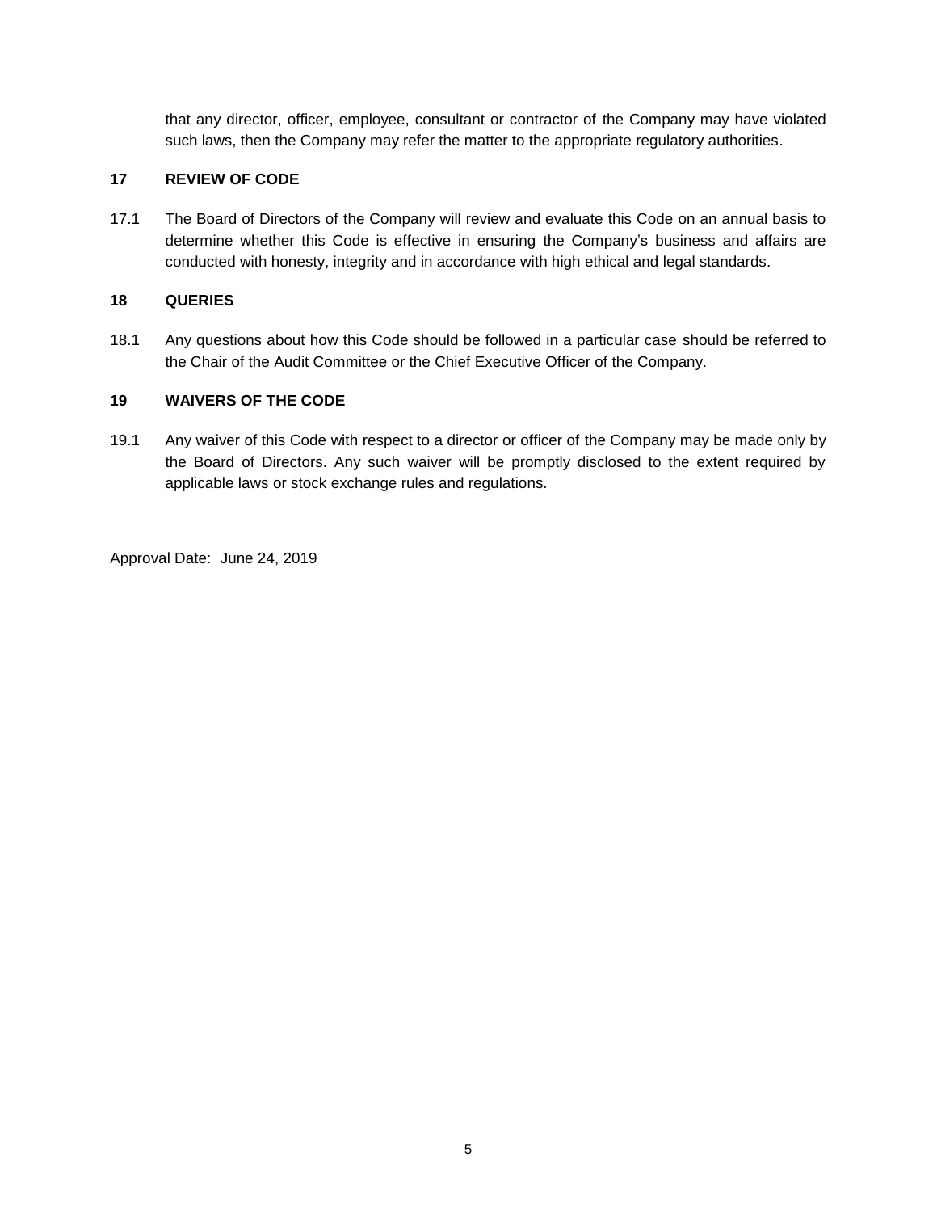that any director, officer, employee, consultant or contractor of the Company may have violated such laws, then the Company may refer the matter to the appropriate regulatory authorities.

## 17 REVIEW OF CODE

17.1 The Board of Directors of the Company will review and evaluate this Code on an annual basis to determine whether this Code is effective in ensuring the Company's business and affairs are conducted with honesty, integrity and in accordance with high ethical and legal standards.

## 18 QUERIES

18.1 Any questions about how this Code should be followed in a particular case should be referred to the Chair of the Audit Committee or the Chief Executive Officer of the Company.

## 19 WAIVERS OF THE CODE

19.1 Any waiver of this Code with respect to a director or officer of the Company may be made only by the Board of Directors. Any such waiver will be promptly disclosed to the extent required by applicable laws or stock exchange rules and regulations.

Approval Date: June 24, 2019